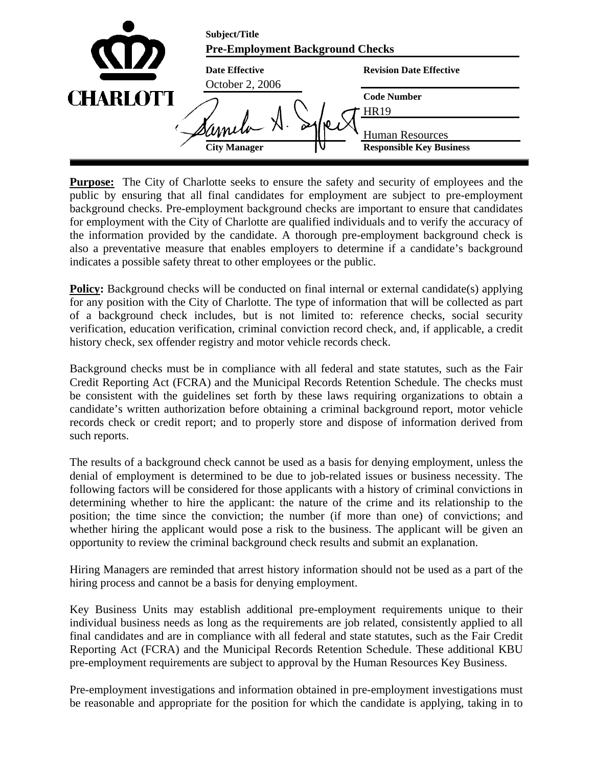CHARLOTTE

| Subject/Title | |
|---|---|
| **Pre-Employment Background Checks** | |
| **Date Effective** | **Revision Date Effective** |
| October 2, 2006 | |
| | **Code Number** |
| | HR19 |
| | Human Resources |
| **City Manager** | **Responsible Key Business** |

**Purpose:** The City of Charlotte seeks to ensure the safety and security of employees and the public by ensuring that all final candidates for employment are subject to pre-employment background checks. Pre-employment background checks are important to ensure that candidates for employment with the City of Charlotte are qualified individuals and to verify the accuracy of the information provided by the candidate. A thorough pre-employment background check is also a preventative measure that enables employers to determine if a candidate's background indicates a possible safety threat to other employees or the public.

**Policy:** Background checks will be conducted on final internal or external candidate(s) applying for any position with the City of Charlotte. The type of information that will be collected as part of a background check includes, but is not limited to: reference checks, social security verification, education verification, criminal conviction record check, and, if applicable, a credit history check, sex offender registry and motor vehicle records check.

Background checks must be in compliance with all federal and state statutes, such as the Fair Credit Reporting Act (FCRA) and the Municipal Records Retention Schedule. The checks must be consistent with the guidelines set forth by these laws requiring organizations to obtain a candidate's written authorization before obtaining a criminal background report, motor vehicle records check or credit report; and to properly store and dispose of information derived from such reports.

The results of a background check cannot be used as a basis for denying employment, unless the denial of employment is determined to be due to job-related issues or business necessity. The following factors will be considered for those applicants with a history of criminal convictions in determining whether to hire the applicant: the nature of the crime and its relationship to the position; the time since the conviction; the number (if more than one) of convictions; and whether hiring the applicant would pose a risk to the business. The applicant will be given an opportunity to review the criminal background check results and submit an explanation.

Hiring Managers are reminded that arrest history information should not be used as a part of the hiring process and cannot be a basis for denying employment.

Key Business Units may establish additional pre-employment requirements unique to their individual business needs as long as the requirements are job related, consistently applied to all final candidates and are in compliance with all federal and state statutes, such as the Fair Credit Reporting Act (FCRA) and the Municipal Records Retention Schedule. These additional KBU pre-employment requirements are subject to approval by the Human Resources Key Business.

Pre-employment investigations and information obtained in pre-employment investigations must be reasonable and appropriate for the position for which the candidate is applying, taking in to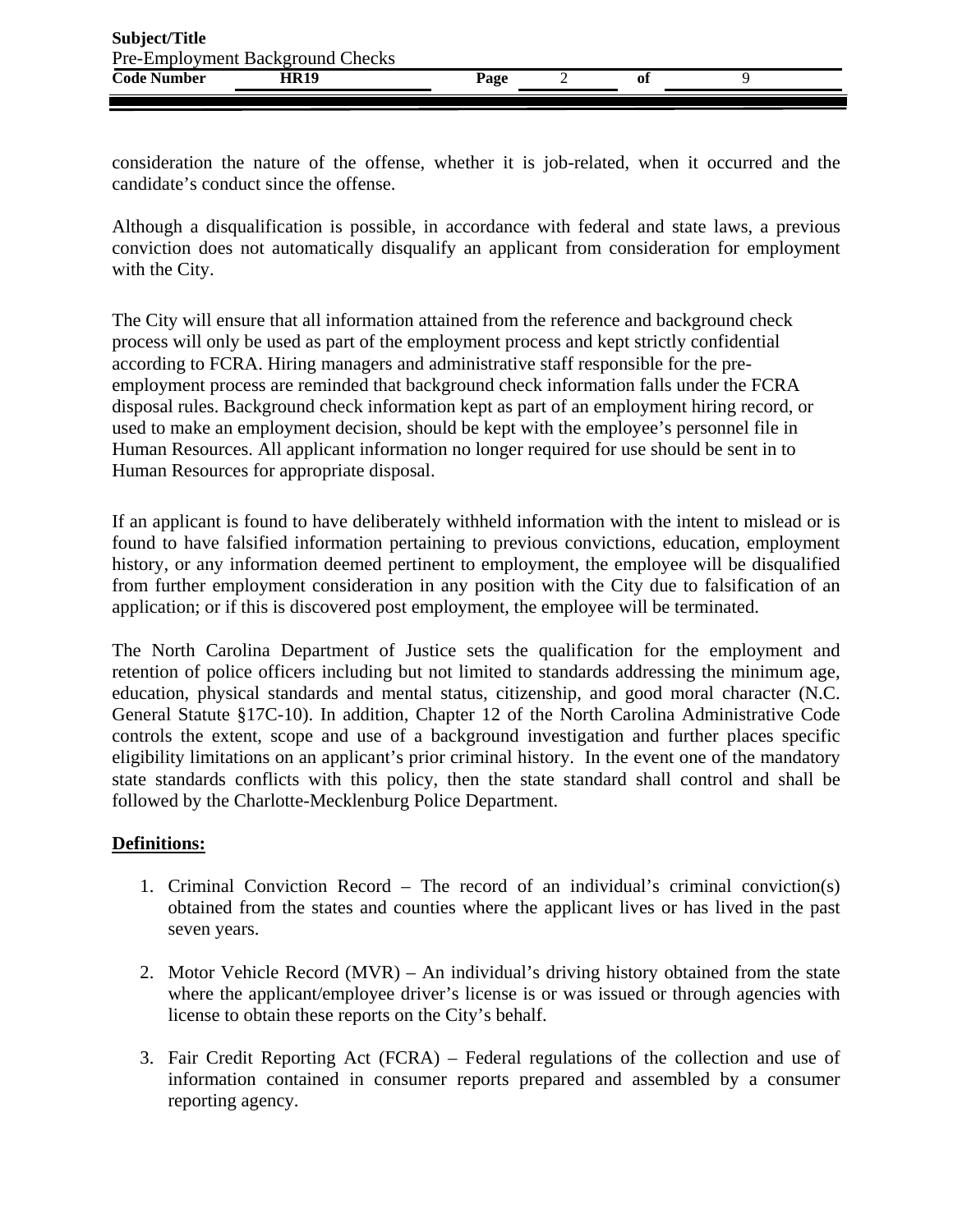consideration the nature of the offense, whether it is job-related, when it occurred and the candidate's conduct since the offense.

Although a disqualification is possible, in accordance with federal and state laws, a previous conviction does not automatically disqualify an applicant from consideration for employment with the City.

The City will ensure that all information attained from the reference and background check process will only be used as part of the employment process and kept strictly confidential according to FCRA. Hiring managers and administrative staff responsible for the pre-employment process are reminded that background check information falls under the FCRA disposal rules. Background check information kept as part of an employment hiring record, or used to make an employment decision, should be kept with the employee's personnel file in Human Resources. All applicant information no longer required for use should be sent in to Human Resources for appropriate disposal.

If an applicant is found to have deliberately withheld information with the intent to mislead or is found to have falsified information pertaining to previous convictions, education, employment history, or any information deemed pertinent to employment, the employee will be disqualified from further employment consideration in any position with the City due to falsification of an application; or if this is discovered post employment, the employee will be terminated.

The North Carolina Department of Justice sets the qualification for the employment and retention of police officers including but not limited to standards addressing the minimum age, education, physical standards and mental status, citizenship, and good moral character (N.C. General Statute §17C-10). In addition, Chapter 12 of the North Carolina Administrative Code controls the extent, scope and use of a background investigation and further places specific eligibility limitations on an applicant's prior criminal history. In the event one of the mandatory state standards conflicts with this policy, then the state standard shall control and shall be followed by the Charlotte-Mecklenburg Police Department.

**Definitions:**

1. Criminal Conviction Record – The record of an individual's criminal conviction(s) obtained from the states and counties where the applicant lives or has lived in the past seven years.

2. Motor Vehicle Record (MVR) – An individual's driving history obtained from the state where the applicant/employee driver's license is or was issued or through agencies with license to obtain these reports on the City's behalf.

3. Fair Credit Reporting Act (FCRA) – Federal regulations of the collection and use of information contained in consumer reports prepared and assembled by a consumer reporting agency.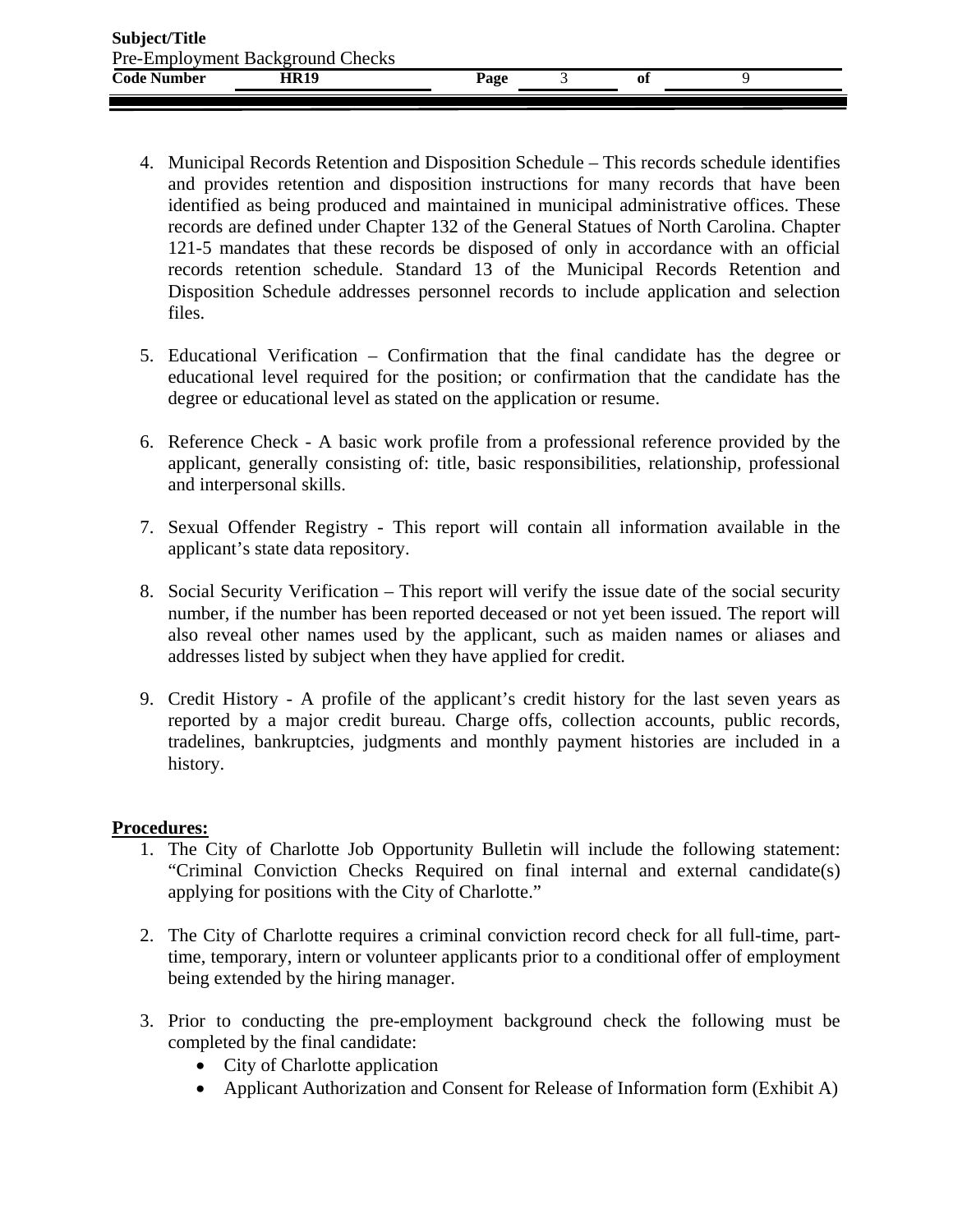4. Municipal Records Retention and Disposition Schedule – This records schedule identifies and provides retention and disposition instructions for many records that have been identified as being produced and maintained in municipal administrative offices. These records are defined under Chapter 132 of the General Statues of North Carolina. Chapter 121-5 mandates that these records be disposed of only in accordance with an official records retention schedule. Standard 13 of the Municipal Records Retention and Disposition Schedule addresses personnel records to include application and selection files.

5. Educational Verification – Confirmation that the final candidate has the degree or educational level required for the position; or confirmation that the candidate has the degree or educational level as stated on the application or resume.

6. Reference Check - A basic work profile from a professional reference provided by the applicant, generally consisting of: title, basic responsibilities, relationship, professional and interpersonal skills.

7. Sexual Offender Registry - This report will contain all information available in the applicant's state data repository.

8. Social Security Verification – This report will verify the issue date of the social security number, if the number has been reported deceased or not yet been issued. The report will also reveal other names used by the applicant, such as maiden names or aliases and addresses listed by subject when they have applied for credit.

9. Credit History - A profile of the applicant's credit history for the last seven years as reported by a major credit bureau. Charge offs, collection accounts, public records, tradelines, bankruptcies, judgments and monthly payment histories are included in a history.

**Procedures:**

1. The City of Charlotte Job Opportunity Bulletin will include the following statement: "Criminal Conviction Checks Required on final internal and external candidate(s) applying for positions with the City of Charlotte."

2. The City of Charlotte requires a criminal conviction record check for all full-time, part-time, temporary, intern or volunteer applicants prior to a conditional offer of employment being extended by the hiring manager.

3. Prior to conducting the pre-employment background check the following must be completed by the final candidate:
   - City of Charlotte application
   - Applicant Authorization and Consent for Release of Information form (Exhibit A)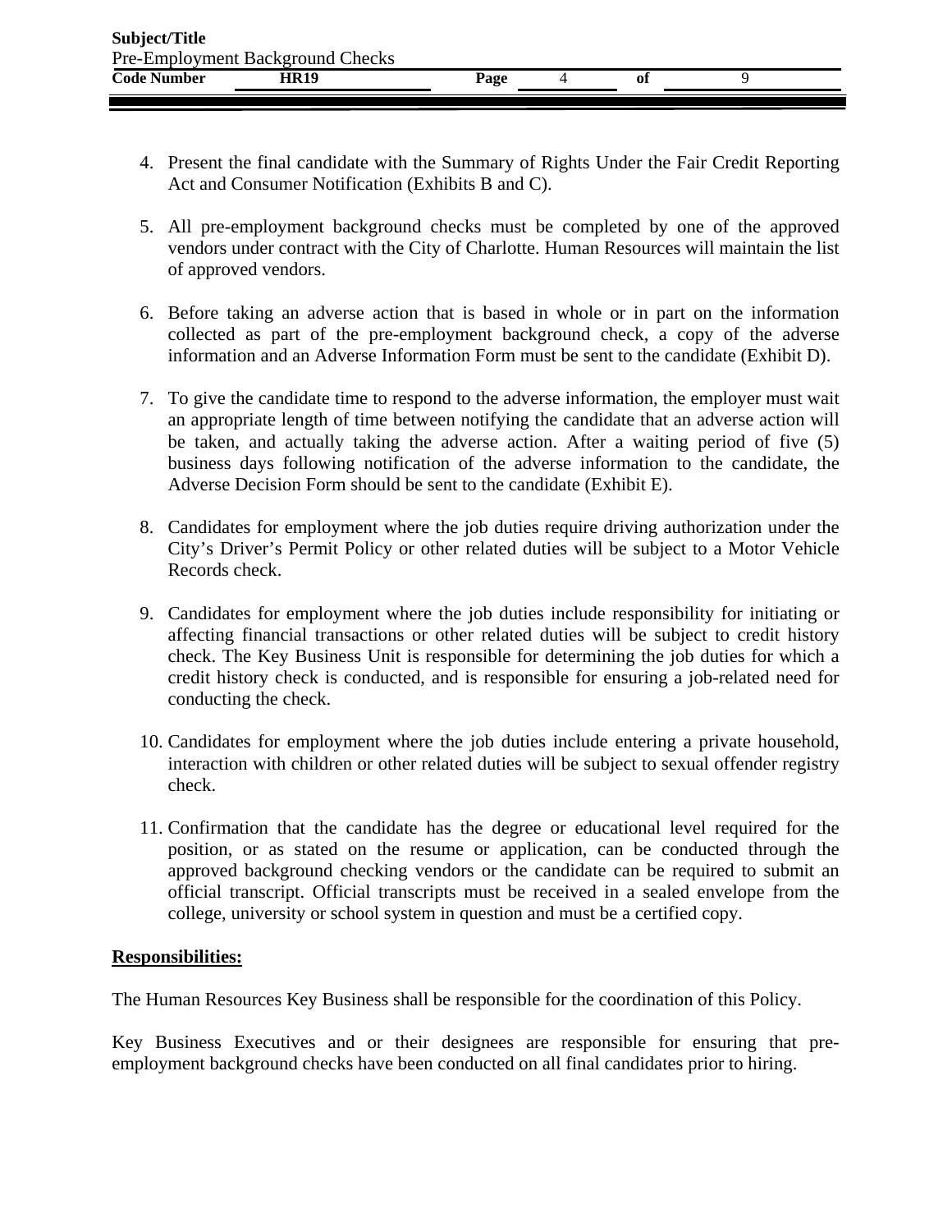4. Present the final candidate with the Summary of Rights Under the Fair Credit Reporting Act and Consumer Notification (Exhibits B and C).

5. All pre-employment background checks must be completed by one of the approved vendors under contract with the City of Charlotte. Human Resources will maintain the list of approved vendors.

6. Before taking an adverse action that is based in whole or in part on the information collected as part of the pre-employment background check, a copy of the adverse information and an Adverse Information Form must be sent to the candidate (Exhibit D).

7. To give the candidate time to respond to the adverse information, the employer must wait an appropriate length of time between notifying the candidate that an adverse action will be taken, and actually taking the adverse action. After a waiting period of five (5) business days following notification of the adverse information to the candidate, the Adverse Decision Form should be sent to the candidate (Exhibit E).

8. Candidates for employment where the job duties require driving authorization under the City's Driver's Permit Policy or other related duties will be subject to a Motor Vehicle Records check.

9. Candidates for employment where the job duties include responsibility for initiating or affecting financial transactions or other related duties will be subject to credit history check. The Key Business Unit is responsible for determining the job duties for which a credit history check is conducted, and is responsible for ensuring a job-related need for conducting the check.

10. Candidates for employment where the job duties include entering a private household, interaction with children or other related duties will be subject to sexual offender registry check.

11. Confirmation that the candidate has the degree or educational level required for the position, or as stated on the resume or application, can be conducted through the approved background checking vendors or the candidate can be required to submit an official transcript. Official transcripts must be received in a sealed envelope from the college, university or school system in question and must be a certified copy.

**Responsibilities:**

The Human Resources Key Business shall be responsible for the coordination of this Policy.

Key Business Executives and or their designees are responsible for ensuring that pre-employment background checks have been conducted on all final candidates prior to hiring.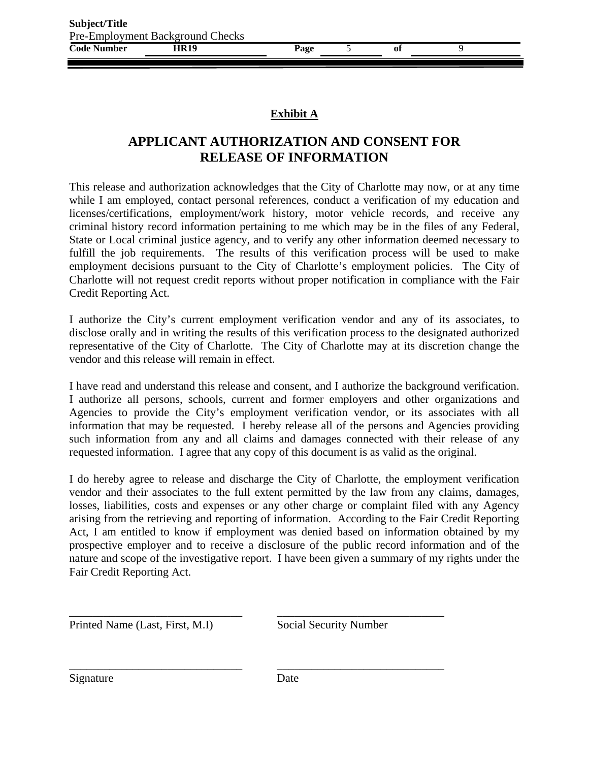**Exhibit A**

# APPLICANT AUTHORIZATION AND CONSENT FOR RELEASE OF INFORMATION

This release and authorization acknowledges that the City of Charlotte may now, or at any time while I am employed, contact personal references, conduct a verification of my education and licenses/certifications, employment/work history, motor vehicle records, and receive any criminal history record information pertaining to me which may be in the files of any Federal, State or Local criminal justice agency, and to verify any other information deemed necessary to fulfill the job requirements. The results of this verification process will be used to make employment decisions pursuant to the City of Charlotte's employment policies. The City of Charlotte will not request credit reports without proper notification in compliance with the Fair Credit Reporting Act.

I authorize the City's current employment verification vendor and any of its associates, to disclose orally and in writing the results of this verification process to the designated authorized representative of the City of Charlotte. The City of Charlotte may at its discretion change the vendor and this release will remain in effect.

I have read and understand this release and consent, and I authorize the background verification. I authorize all persons, schools, current and former employers and other organizations and Agencies to provide the City's employment verification vendor, or its associates with all information that may be requested. I hereby release all of the persons and Agencies providing such information from any and all claims and damages connected with their release of any requested information. I agree that any copy of this document is as valid as the original.

I do hereby agree to release and discharge the City of Charlotte, the employment verification vendor and their associates to the full extent permitted by the law from any claims, damages, losses, liabilities, costs and expenses or any other charge or complaint filed with any Agency arising from the retrieving and reporting of information. According to the Fair Credit Reporting Act, I am entitled to know if employment was denied based on information obtained by my prospective employer and to receive a disclosure of the public record information and of the nature and scope of the investigative report. I have been given a summary of my rights under the Fair Credit Reporting Act.

______________________________ ______________________________
Printed Name (Last, First, M.I) Social Security Number

______________________________ ______________________________
Signature Date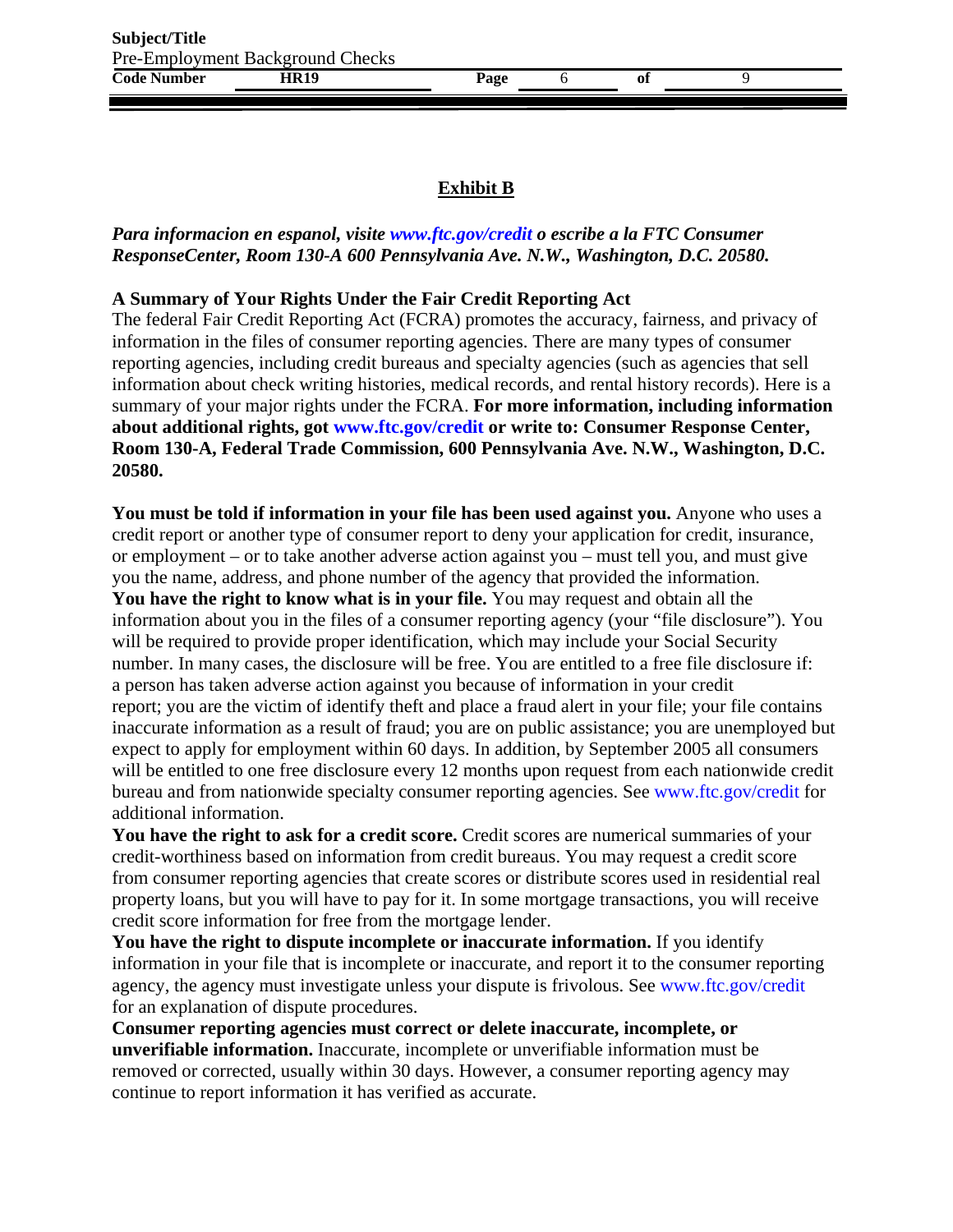## Exhibit B

***Para informacion en espanol, visite www.ftc.gov/credit o escribe a la FTC Consumer ResponseCenter, Room 130-A 600 Pennsylvania Ave. N.W., Washington, D.C. 20580.***

**A Summary of Your Rights Under the Fair Credit Reporting Act**

The federal Fair Credit Reporting Act (FCRA) promotes the accuracy, fairness, and privacy of information in the files of consumer reporting agencies. There are many types of consumer reporting agencies, including credit bureaus and specialty agencies (such as agencies that sell information about check writing histories, medical records, and rental history records). Here is a summary of your major rights under the FCRA. **For more information, including information about additional rights, got www.ftc.gov/credit or write to: Consumer Response Center, Room 130-A, Federal Trade Commission, 600 Pennsylvania Ave. N.W., Washington, D.C. 20580.**

**You must be told if information in your file has been used against you.** Anyone who uses a credit report or another type of consumer report to deny your application for credit, insurance, or employment – or to take another adverse action against you – must tell you, and must give you the name, address, and phone number of the agency that provided the information.

**You have the right to know what is in your file.** You may request and obtain all the information about you in the files of a consumer reporting agency (your "file disclosure"). You will be required to provide proper identification, which may include your Social Security number. In many cases, the disclosure will be free. You are entitled to a free file disclosure if: a person has taken adverse action against you because of information in your credit report; you are the victim of identify theft and place a fraud alert in your file; your file contains inaccurate information as a result of fraud; you are on public assistance; you are unemployed but expect to apply for employment within 60 days. In addition, by September 2005 all consumers will be entitled to one free disclosure every 12 months upon request from each nationwide credit bureau and from nationwide specialty consumer reporting agencies. See www.ftc.gov/credit for additional information.

**You have the right to ask for a credit score.** Credit scores are numerical summaries of your credit-worthiness based on information from credit bureaus. You may request a credit score from consumer reporting agencies that create scores or distribute scores used in residential real property loans, but you will have to pay for it. In some mortgage transactions, you will receive credit score information for free from the mortgage lender.

**You have the right to dispute incomplete or inaccurate information.** If you identify information in your file that is incomplete or inaccurate, and report it to the consumer reporting agency, the agency must investigate unless your dispute is frivolous. See www.ftc.gov/credit for an explanation of dispute procedures.

**Consumer reporting agencies must correct or delete inaccurate, incomplete, or unverifiable information.** Inaccurate, incomplete or unverifiable information must be removed or corrected, usually within 30 days. However, a consumer reporting agency may continue to report information it has verified as accurate.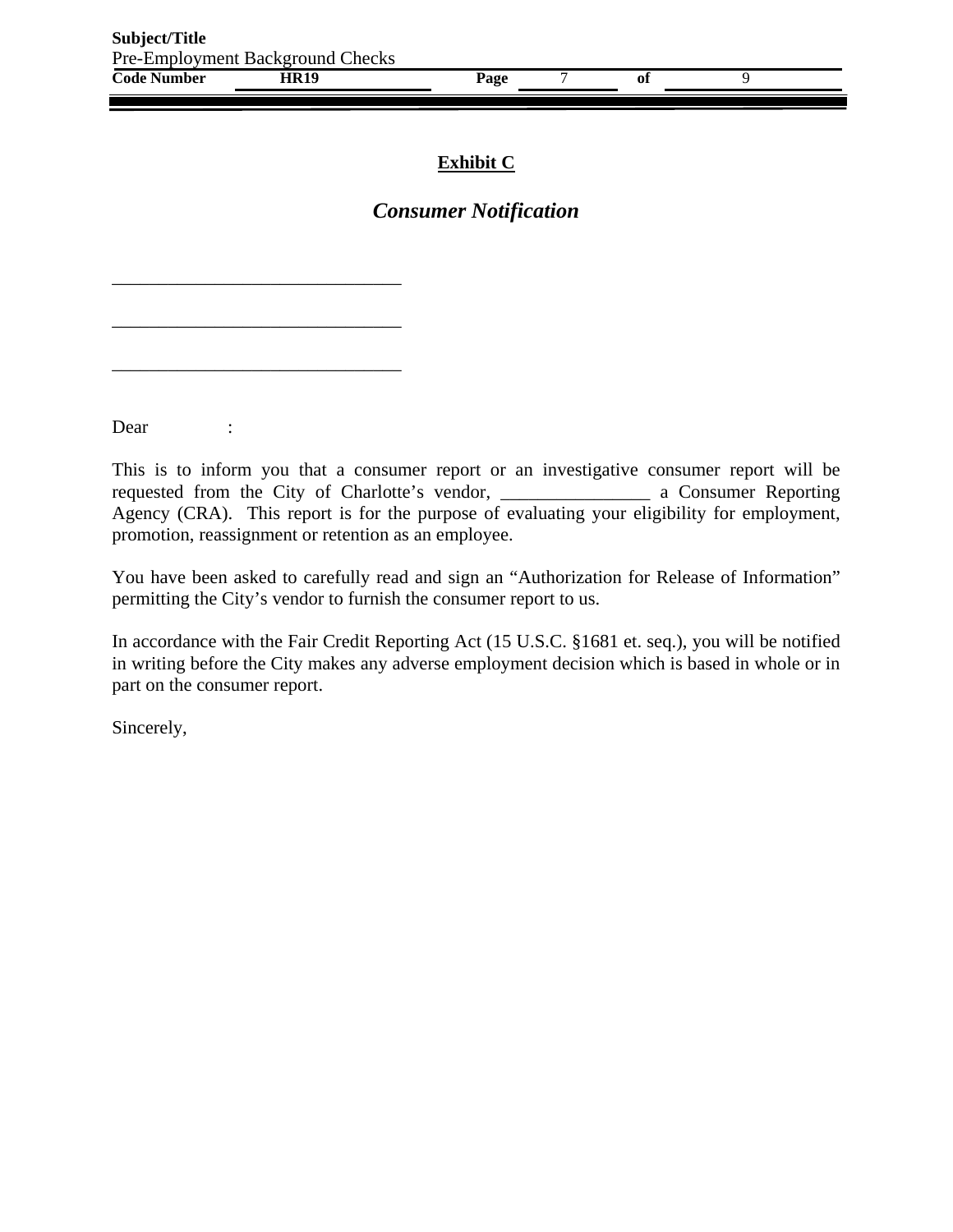**Exhibit C**

***Consumer Notification***

______________________________

______________________________

______________________________

Dear :

This is to inform you that a consumer report or an investigative consumer report will be requested from the City of Charlotte's vendor, ________________ a Consumer Reporting Agency (CRA). This report is for the purpose of evaluating your eligibility for employment, promotion, reassignment or retention as an employee.

You have been asked to carefully read and sign an "Authorization for Release of Information" permitting the City's vendor to furnish the consumer report to us.

In accordance with the Fair Credit Reporting Act (15 U.S.C. §1681 et. seq.), you will be notified in writing before the City makes any adverse employment decision which is based in whole or in part on the consumer report.

Sincerely,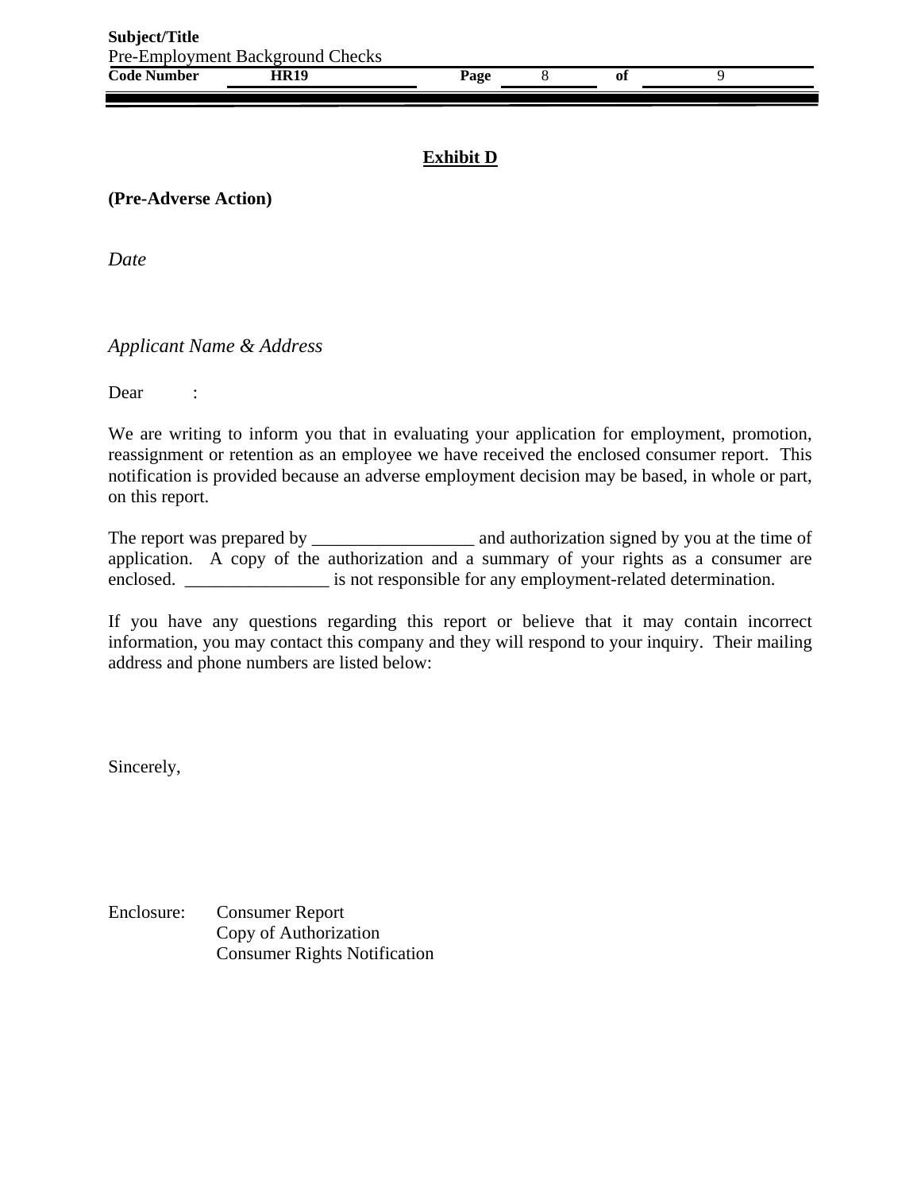## Exhibit D

**(Pre-Adverse Action)**

*Date*

*Applicant Name & Address*

Dear :

We are writing to inform you that in evaluating your application for employment, promotion, reassignment or retention as an employee we have received the enclosed consumer report. This notification is provided because an adverse employment decision may be based, in whole or part, on this report.

The report was prepared by __________________ and authorization signed by you at the time of application. A copy of the authorization and a summary of your rights as a consumer are enclosed. ________________ is not responsible for any employment-related determination.

If you have any questions regarding this report or believe that it may contain incorrect information, you may contact this company and they will respond to your inquiry. Their mailing address and phone numbers are listed below:

Sincerely,

Enclosure: Consumer Report
Copy of Authorization
Consumer Rights Notification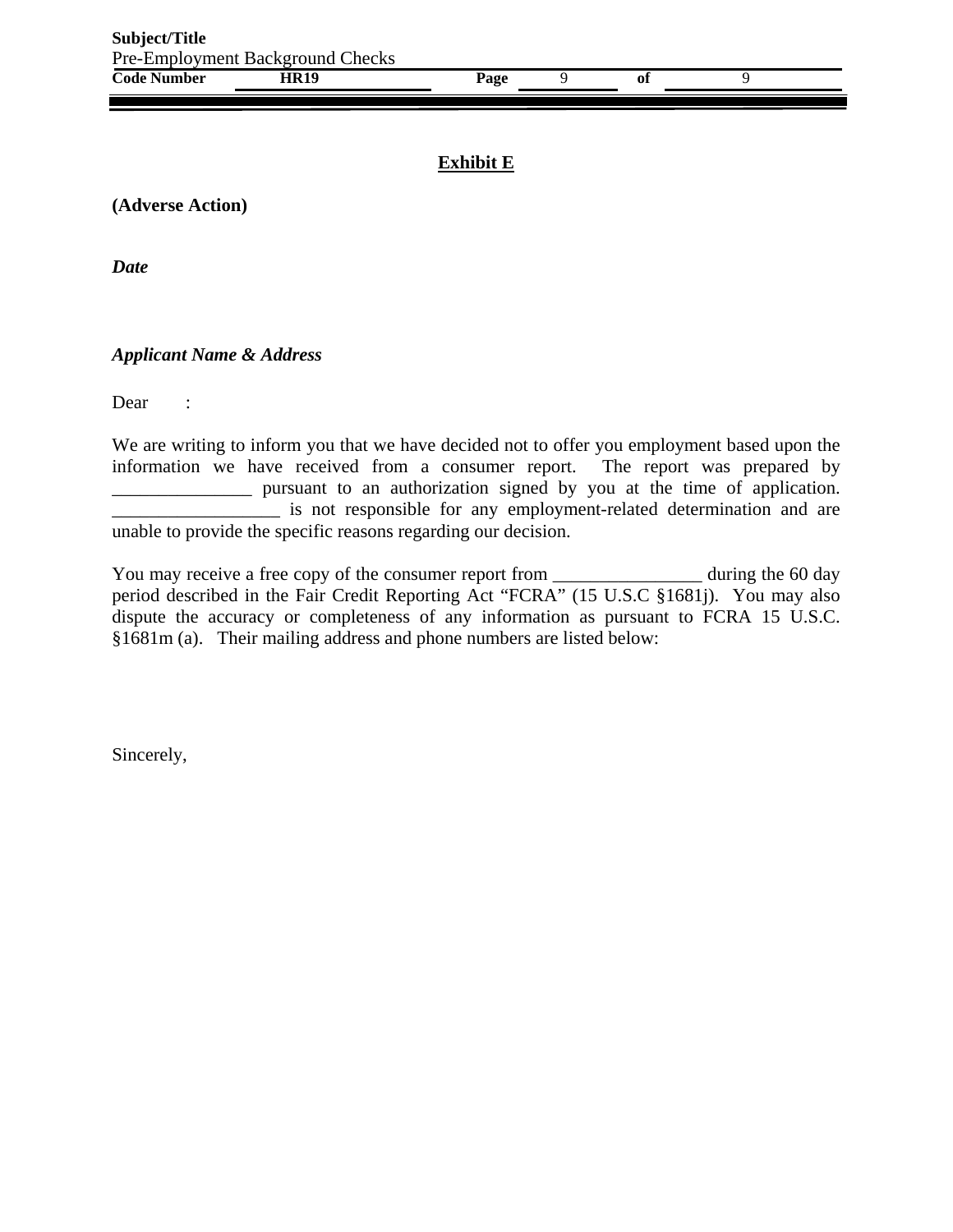## Exhibit E

**(Adverse Action)**

***Date***

***Applicant Name & Address***

Dear :

We are writing to inform you that we have decided not to offer you employment based upon the information we have received from a consumer report. The report was prepared by _______________ pursuant to an authorization signed by you at the time of application. _________________ is not responsible for any employment-related determination and are unable to provide the specific reasons regarding our decision.

You may receive a free copy of the consumer report from ________________ during the 60 day period described in the Fair Credit Reporting Act "FCRA" (15 U.S.C §1681j). You may also dispute the accuracy or completeness of any information as pursuant to FCRA 15 U.S.C. §1681m (a). Their mailing address and phone numbers are listed below:

Sincerely,